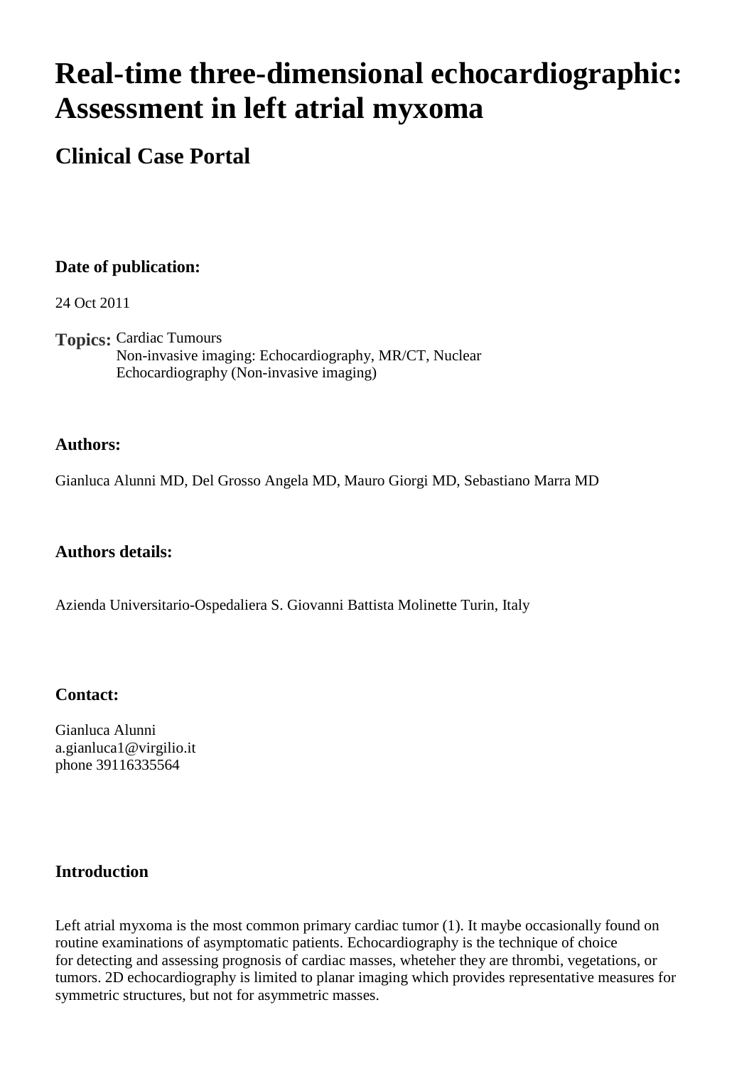# Real-time three-dimensional echocardiographic: Assessment in left atrial myxoma

## Clinical Case Portal

**Date of publication:**

24 Oct 2011

**Topics:** Cardiac Tumours
Non-invasive imaging: Echocardiography, MR/CT, Nuclear
Echocardiography (Non-invasive imaging)

**Authors:**

Gianluca Alunni MD, Del Grosso Angela MD, Mauro Giorgi MD, Sebastiano Marra MD

**Authors details:**

Azienda Universitario-Ospedaliera S. Giovanni Battista Molinette Turin, Italy

**Contact:**

Gianluca Alunni
a.gianluca1@virgilio.it
phone 39116335564

**Introduction**

Left atrial myxoma is the most common primary cardiac tumor (1). It maybe occasionally found on routine examinations of asymptomatic patients. Echocardiography is the technique of choice for detecting and assessing prognosis of cardiac masses, wheteher they are thrombi, vegetations, or tumors. 2D echocardiography is limited to planar imaging which provides representative measures for symmetric structures, but not for asymmetric masses.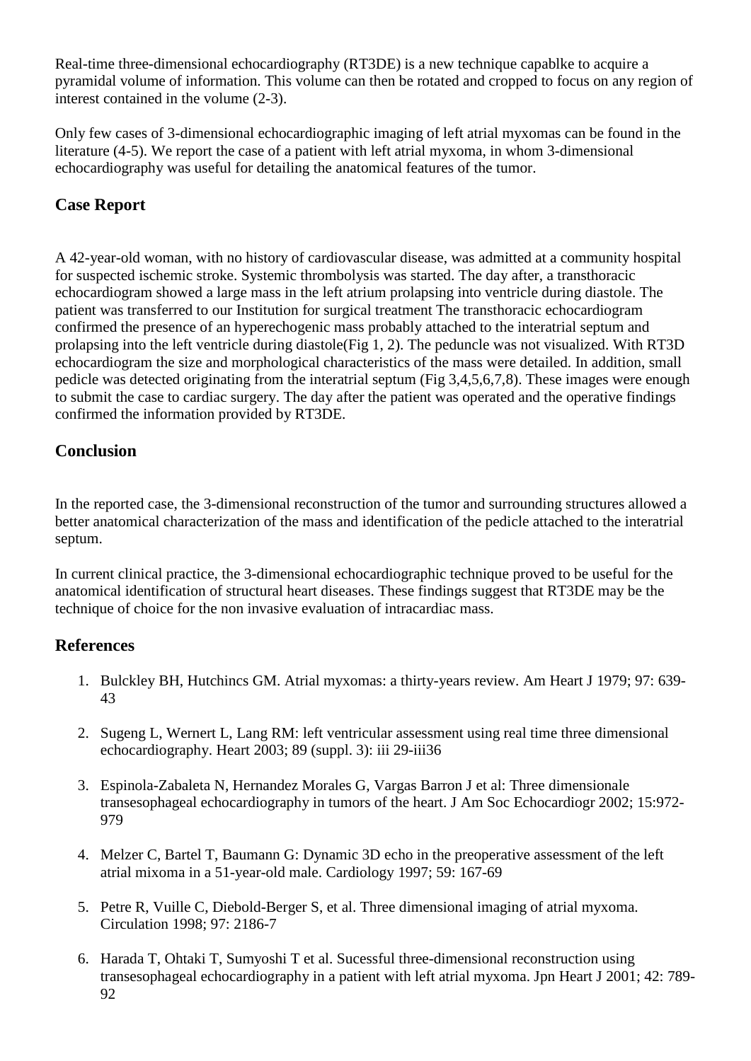Real-time three-dimensional echocardiography (RT3DE) is a new technique capablke to acquire a pyramidal volume of information. This volume can then be rotated and cropped to focus on any region of interest contained in the volume (2-3).

Only few cases of 3-dimensional echocardiographic imaging of left atrial myxomas can be found in the literature (4-5). We report the case of a patient with left atrial myxoma, in whom 3-dimensional echocardiography was useful for detailing the anatomical features of the tumor.

## Case Report

A 42-year-old woman, with no history of cardiovascular disease, was admitted at a community hospital for suspected ischemic stroke. Systemic thrombolysis was started. The day after, a transthoracic echocardiogram showed a large mass in the left atrium prolapsing into ventricle during diastole. The patient was transferred to our Institution for surgical treatment The transthoracic echocardiogram confirmed the presence of an hyperechogenic mass probably attached to the interatrial septum and prolapsing into the left ventricle during diastole(Fig 1, 2). The peduncle was not visualized. With RT3D echocardiogram the size and morphological characteristics of the mass were detailed. In addition, small pedicle was detected originating from the interatrial septum (Fig 3,4,5,6,7,8). These images were enough to submit the case to cardiac surgery. The day after the patient was operated and the operative findings confirmed the information provided by RT3DE.

## Conclusion

In the reported case, the 3-dimensional reconstruction of the tumor and surrounding structures allowed a better anatomical characterization of the mass and identification of the pedicle attached to the interatrial septum.

In current clinical practice, the 3-dimensional echocardiographic technique proved to be useful for the anatomical identification of structural heart diseases. These findings suggest that RT3DE may be the technique of choice for the non invasive evaluation of intracardiac mass.

## References

1. Bulckley BH, Hutchincs GM. Atrial myxomas: a thirty-years review. Am Heart J 1979; 97: 639-43
2. Sugeng L, Wernert L, Lang RM: left ventricular assessment using real time three dimensional echocardiography. Heart 2003; 89 (suppl. 3): iii 29-iii36
3. Espinola-Zabaleta N, Hernandez Morales G, Vargas Barron J et al: Three dimensionale transesophageal echocardiography in tumors of the heart. J Am Soc Echocardiogr 2002; 15:972-979
4. Melzer C, Bartel T, Baumann G: Dynamic 3D echo in the preoperative assessment of the left atrial mixoma in a 51-year-old male. Cardiology 1997; 59: 167-69
5. Petre R, Vuille C, Diebold-Berger S, et al. Three dimensional imaging of atrial myxoma. Circulation 1998; 97: 2186-7
6. Harada T, Ohtaki T, Sumyoshi T et al. Sucessful three-dimensional reconstruction using transesophageal echocardiography in a patient with left atrial myxoma. Jpn Heart J 2001; 42: 789-92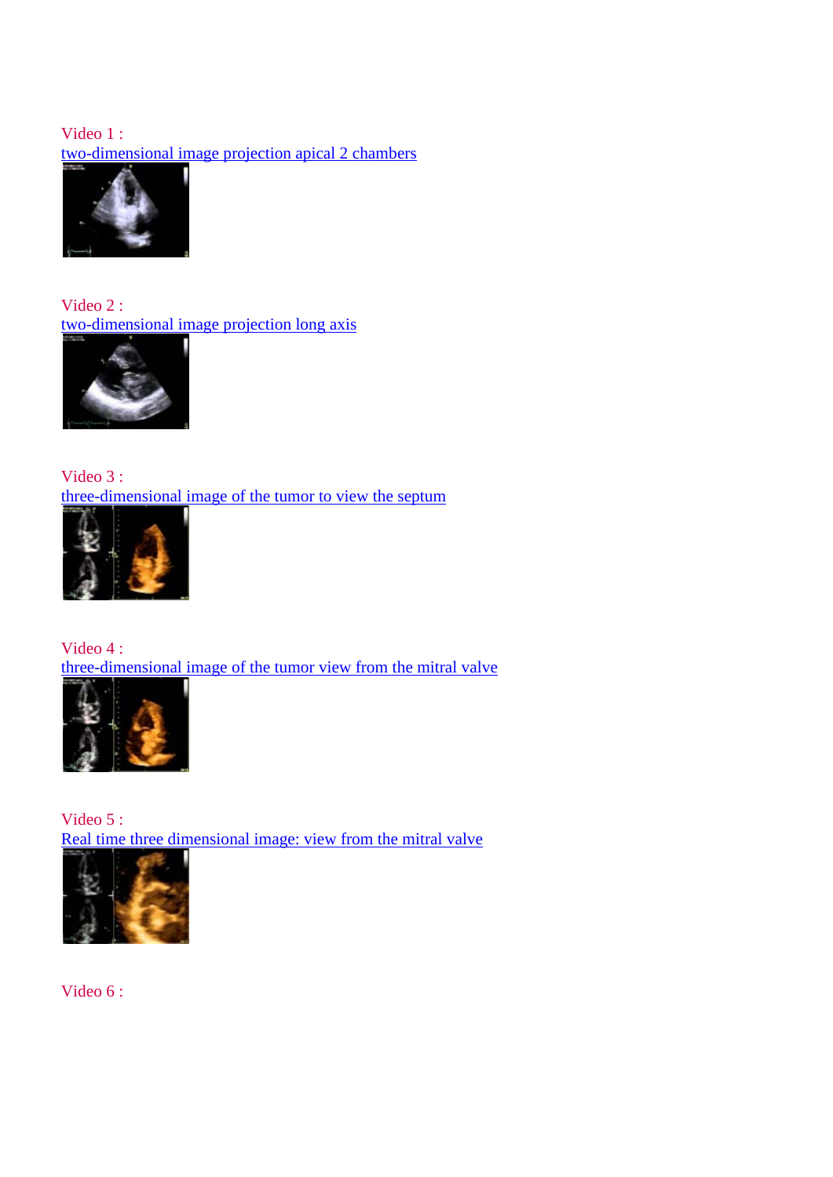Video 1 :
two-dimensional image projection apical 2 chambers

Video 2 :
two-dimensional image projection long axis

Video 3 :
three-dimensional image of the tumor to view the septum

Video 4 :
three-dimensional image of the tumor view from the mitral valve

Video 5 :
Real time three dimensional image: view from the mitral valve

Video 6 :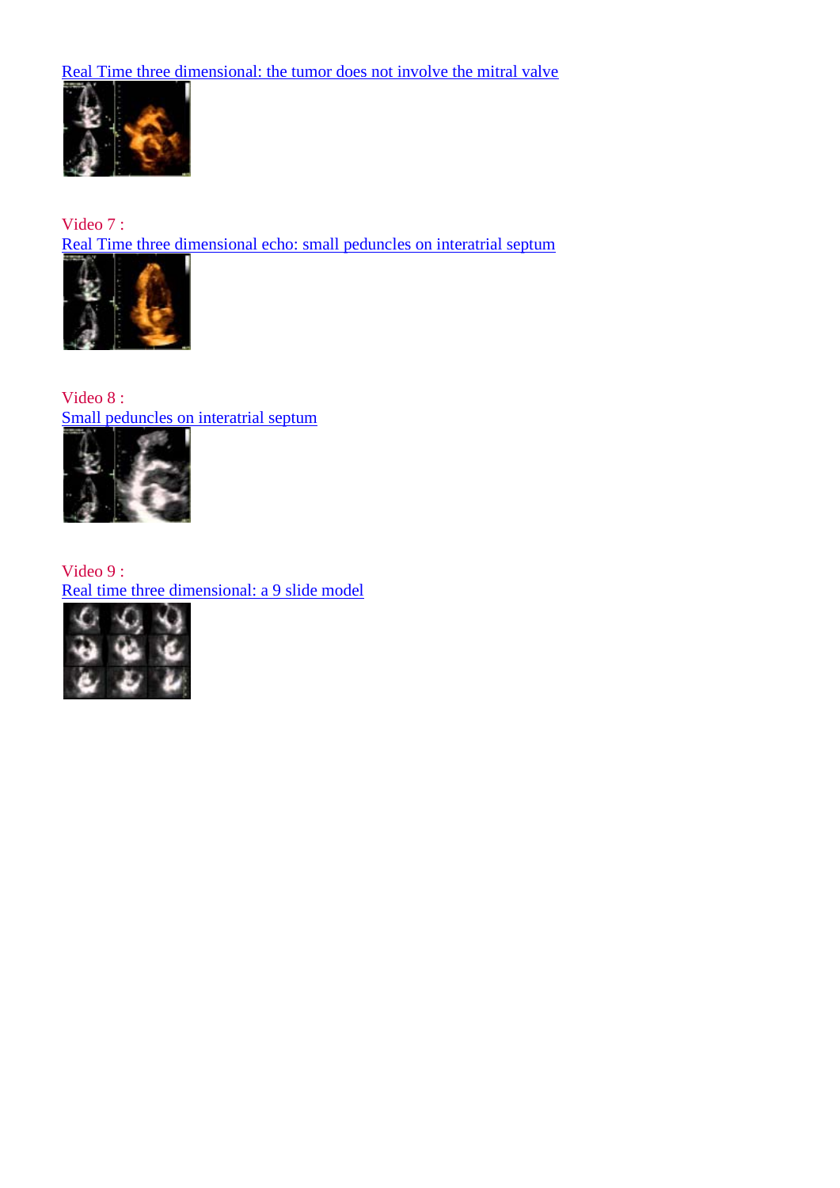Real Time three dimensional: the tumor does not involve the mitral valve

Video 7 :

Real Time three dimensional echo: small peduncles on interatrial septum

Video 8 :

Small peduncles on interatrial septum

Video 9 :

Real time three dimensional: a 9 slide model